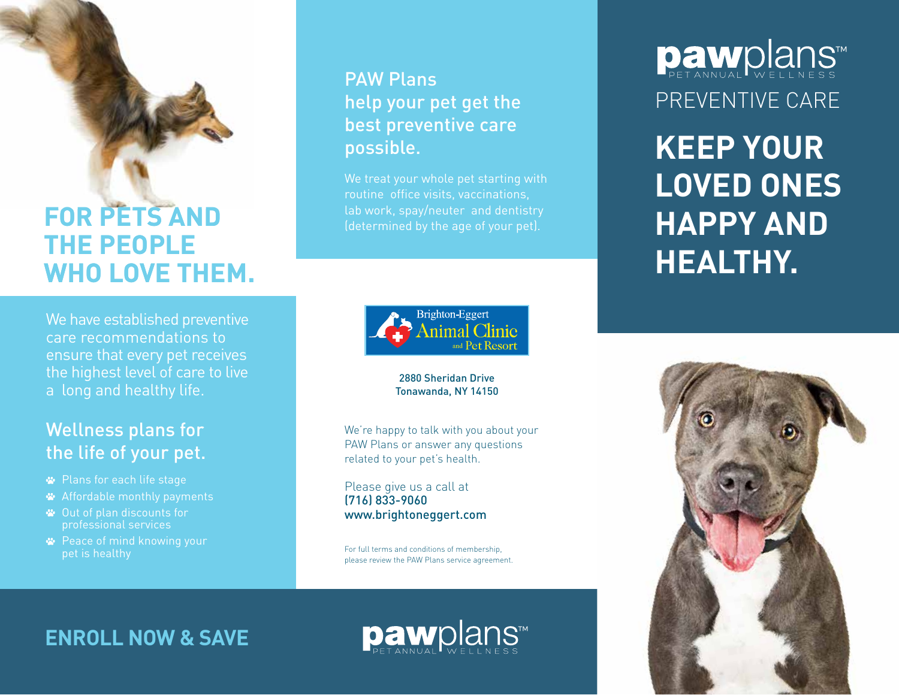# FOR PETS AND THE PEOPLE WHO LOVE THEM.

We have established preventive care recommendations to ensure that every pet receives the highest level of care to live a long and healthy life.

## Wellness plans for the life of your pet.

- Plans for each life stage
- Affordable monthly payments
- Out of plan discounts for professional services
- Peace of mind knowing your pet is healthy

## PAW Plans help your pet get the best preventive care possible.

We treat your whole pet starting with routine office visits, vaccinations, lab work, spay/neuter and dentistry (determined by the age of your pet).

Brighton-Eggert Animal Clinic and Pet Resort

2880 Sheridan Drive
Tonawanda, NY 14150

We're happy to talk with you about your PAW Plans or answer any questions related to your pet's health.

Please give us a call at
**(716) 833-9060**
**www.brightoneggert.com**

For full terms and conditions of membership, please review the PAW Plans service agreement.

**ENROLL NOW & SAVE**

pawplans™ PET ANNUAL WELLNESS

pawplans™ PET ANNUAL WELLNESS

PREVENTIVE CARE

# KEEP YOUR LOVED ONES HAPPY AND HEALTHY.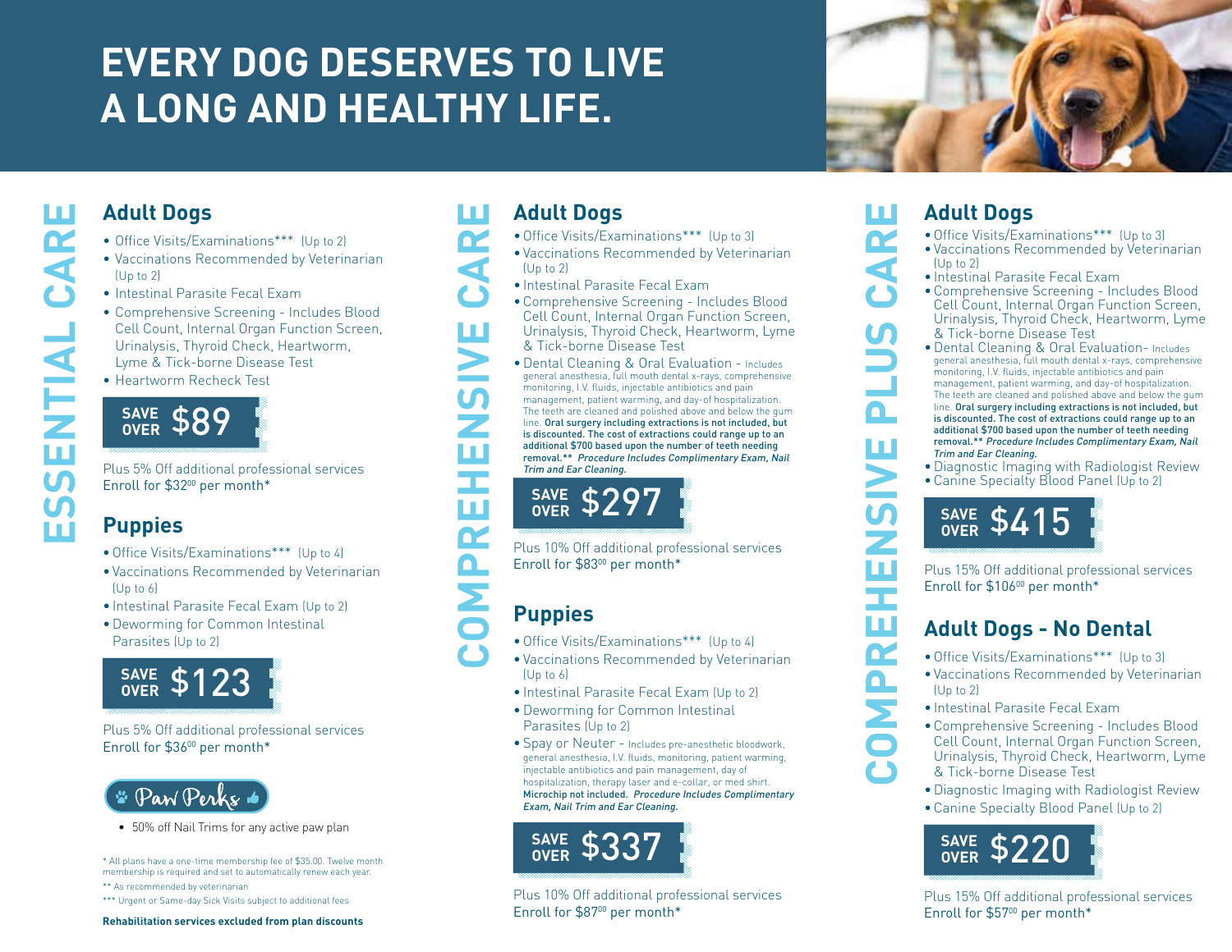# EVERY DOG DESERVES TO LIVE A LONG AND HEALTHY LIFE.

## ESSENTIAL CARE

### Adult Dogs

- Office Visits/Examinations*** (Up to 2)
- Vaccinations Recommended by Veterinarian (Up to 2)
- Intestinal Parasite Fecal Exam
- Comprehensive Screening - Includes Blood Cell Count, Internal Organ Function Screen, Urinalysis, Thyroid Check, Heartworm, Lyme & Tick-borne Disease Test
- Heartworm Recheck Test

**SAVE OVER $89**

Plus 5% Off additional professional services
Enroll for $32[00] per month*

### Puppies

- Office Visits/Examinations*** (Up to 4)
- Vaccinations Recommended by Veterinarian (Up to 6)
- Intestinal Parasite Fecal Exam (Up to 2)
- Deworming for Common Intestinal Parasites (Up to 2)

**SAVE OVER $123**

Plus 5% Off additional professional services
Enroll for $36[00] per month*

### Paw Perks

- 50% off Nail Trims for any active paw plan

\* All plans have a one-time membership fee of $35.00. Twelve month membership is required and set to automatically renew each year.

** As recommended by veterinarian

*** Urgent or Same-day Sick Visits subject to additional fees

**Rehabilitation services excluded from plan discounts**

## COMPREHENSIVE CARE

### Adult Dogs

- Office Visits/Examinations*** (Up to 3)
- Vaccinations Recommended by Veterinarian (Up to 2)
- Intestinal Parasite Fecal Exam
- Comprehensive Screening - Includes Blood Cell Count, Internal Organ Function Screen, Urinalysis, Thyroid Check, Heartworm, Lyme & Tick-borne Disease Test
- Dental Cleaning & Oral Evaluation - Includes general anesthesia, full mouth dental x-rays, comprehensive monitoring, I.V. fluids, injectable antibiotics and pain management, patient warming, and day-of hospitalization. The teeth are cleaned and polished above and below the gum line. **Oral surgery including extractions is not included, but is discounted. The cost of extractions could range up to an additional $700 based upon the number of teeth needing removal.**** ***Procedure Includes Complimentary Exam, Nail Trim and Ear Cleaning.***

**SAVE OVER $297**

Plus 10% Off additional professional services
Enroll for $83[00] per month*

### Puppies

- Office Visits/Examinations*** (Up to 4)
- Vaccinations Recommended by Veterinarian (Up to 6)
- Intestinal Parasite Fecal Exam (Up to 2)
- Deworming for Common Intestinal Parasites (Up to 2)
- Spay or Neuter - Includes pre-anesthetic bloodwork, general anesthesia, I.V. fluids, monitoring, patient warming, injectable antibiotics and pain management, day of hospitalization, therapy laser and e-collar, or med shirt. **Microchip not included.** ***Procedure Includes Complimentary Exam, Nail Trim and Ear Cleaning.***

**SAVE OVER $337**

Plus 10% Off additional professional services
Enroll for $87[00] per month*

## COMPREHENSIVE PLUS CARE

### Adult Dogs

- Office Visits/Examinations*** (Up to 3)
- Vaccinations Recommended by Veterinarian (Up to 2)
- Intestinal Parasite Fecal Exam
- Comprehensive Screening - Includes Blood Cell Count, Internal Organ Function Screen, Urinalysis, Thyroid Check, Heartworm, Lyme & Tick-borne Disease Test
- Dental Cleaning & Oral Evaluation- Includes general anesthesia, full mouth dental x-rays, comprehensive monitoring, I.V. fluids, injectable antibiotics and pain management, patient warming, and day-of hospitalization. The teeth are cleaned and polished above and below the gum line. **Oral surgery including extractions is not included, but is discounted. The cost of extractions could range up to an additional $700 based upon the number of teeth needing removal.**** ***Procedure Includes Complimentary Exam, Nail Trim and Ear Cleaning.***
- Diagnostic Imaging with Radiologist Review
- Canine Specialty Blood Panel (Up to 2)

**SAVE OVER $415**

Plus 15% Off additional professional services
Enroll for $106[00] per month*

### Adult Dogs - No Dental

- Office Visits/Examinations*** (Up to 3)
- Vaccinations Recommended by Veterinarian (Up to 2)
- Intestinal Parasite Fecal Exam
- Comprehensive Screening - Includes Blood Cell Count, Internal Organ Function Screen, Urinalysis, Thyroid Check, Heartworm, Lyme & Tick-borne Disease Test
- Diagnostic Imaging with Radiologist Review
- Canine Specialty Blood Panel (Up to 2)

**SAVE OVER $220**

Plus 15% Off additional professional services
Enroll for $57[00] per month*